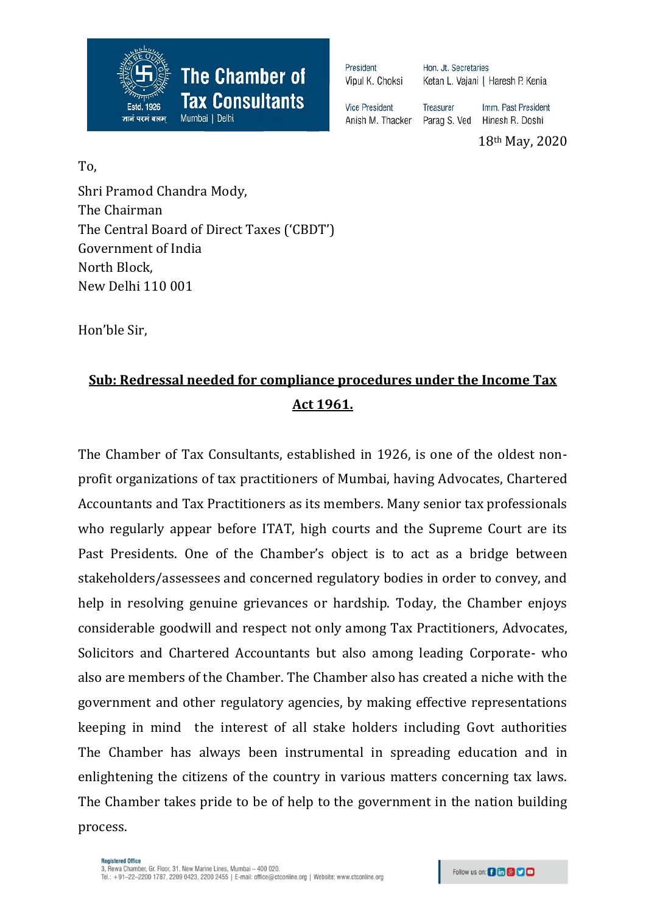**The Chamber of Tax Consultants**
Mumbai | Delhi
Estd. 1926

President
Vipul K. Choksi

Vice President
Anish M. Thacker

Hon. Jt. Secretaries
Ketan L. Vajani | Haresh P. Kenia

Treasurer
Parag S. Ved

Imm. Past President
Hinesh R. Doshi

18th May, 2020

To,

Shri Pramod Chandra Mody,
The Chairman
The Central Board of Direct Taxes ('CBDT')
Government of India
North Block,
New Delhi 110 001

Hon'ble Sir,

**Sub: Redressal needed for compliance procedures under the Income Tax Act 1961.**

The Chamber of Tax Consultants, established in 1926, is one of the oldest non-profit organizations of tax practitioners of Mumbai, having Advocates, Chartered Accountants and Tax Practitioners as its members. Many senior tax professionals who regularly appear before ITAT, high courts and the Supreme Court are its Past Presidents. One of the Chamber's object is to act as a bridge between stakeholders/assessees and concerned regulatory bodies in order to convey, and help in resolving genuine grievances or hardship. Today, the Chamber enjoys considerable goodwill and respect not only among Tax Practitioners, Advocates, Solicitors and Chartered Accountants but also among leading Corporate- who also are members of the Chamber. The Chamber also has created a niche with the government and other regulatory agencies, by making effective representations keeping in mind the interest of all stake holders including Govt authorities The Chamber has always been instrumental in spreading education and in enlightening the citizens of the country in various matters concerning tax laws. The Chamber takes pride to be of help to the government in the nation building process.

Registered Office
3, Rewa Chamber, Gr. Floor, 31, New Marine Lines, Mumbai – 400 020.
Tel.: +91–22–2200 1787, 2209 0423, 2200 2455 | E-mail: office@ctconline.org | Website: www.ctconline.org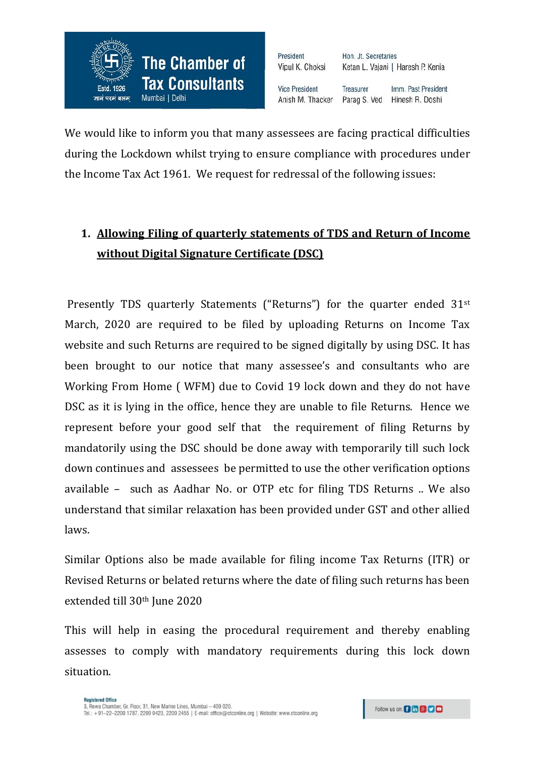We would like to inform you that many assessees are facing practical difficulties during the Lockdown whilst trying to ensure compliance with procedures under the Income Tax Act 1961. We request for redressal of the following issues:

1. **<u>Allowing Filing of quarterly statements of TDS and Return of Income without Digital Signature Certificate (DSC)</u>**

Presently TDS quarterly Statements ("Returns") for the quarter ended 31st March, 2020 are required to be filed by uploading Returns on Income Tax website and such Returns are required to be signed digitally by using DSC. It has been brought to our notice that many assessee's and consultants who are Working From Home ( WFM) due to Covid 19 lock down and they do not have DSC as it is lying in the office, hence they are unable to file Returns. Hence we represent before your good self that the requirement of filing Returns by mandatorily using the DSC should be done away with temporarily till such lock down continues and assessees be permitted to use the other verification options available – such as Aadhar No. or OTP etc for filing TDS Returns .. We also understand that similar relaxation has been provided under GST and other allied laws.

Similar Options also be made available for filing income Tax Returns (ITR) or Revised Returns or belated returns where the date of filing such returns has been extended till 30th June 2020

This will help in easing the procedural requirement and thereby enabling assesses to comply with mandatory requirements during this lock down situation.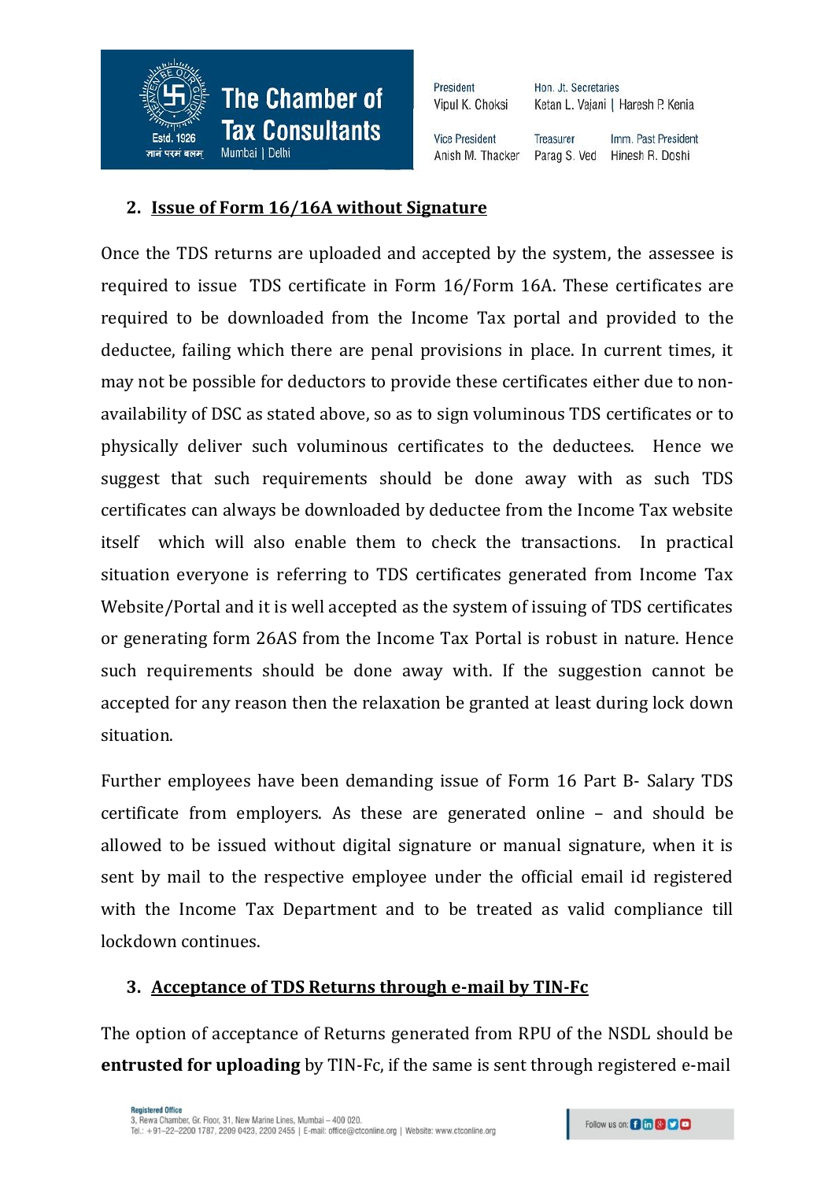2. **Issue of Form 16/16A without Signature**

Once the TDS returns are uploaded and accepted by the system, the assessee is required to issue TDS certificate in Form 16/Form 16A. These certificates are required to be downloaded from the Income Tax portal and provided to the deductee, failing which there are penal provisions in place. In current times, it may not be possible for deductors to provide these certificates either due to non-availability of DSC as stated above, so as to sign voluminous TDS certificates or to physically deliver such voluminous certificates to the deductees. Hence we suggest that such requirements should be done away with as such TDS certificates can always be downloaded by deductee from the Income Tax website itself which will also enable them to check the transactions. In practical situation everyone is referring to TDS certificates generated from Income Tax Website/Portal and it is well accepted as the system of issuing of TDS certificates or generating form 26AS from the Income Tax Portal is robust in nature. Hence such requirements should be done away with. If the suggestion cannot be accepted for any reason then the relaxation be granted at least during lock down situation.

Further employees have been demanding issue of Form 16 Part B- Salary TDS certificate from employers. As these are generated online – and should be allowed to be issued without digital signature or manual signature, when it is sent by mail to the respective employee under the official email id registered with the Income Tax Department and to be treated as valid compliance till lockdown continues.

3. **Acceptance of TDS Returns through e-mail by TIN-Fc**

The option of acceptance of Returns generated from RPU of the NSDL should be **entrusted for uploading** by TIN-Fc, if the same is sent through registered e-mail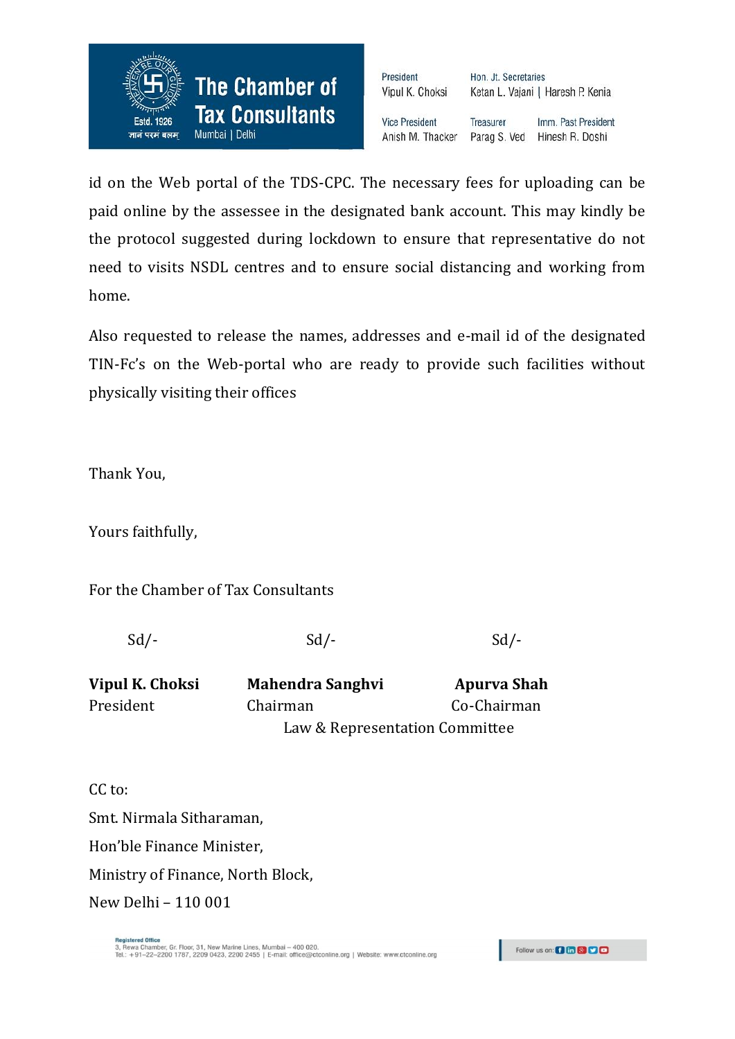id on the Web portal of the TDS-CPC. The necessary fees for uploading can be paid online by the assessee in the designated bank account. This may kindly be the protocol suggested during lockdown to ensure that representative do not need to visits NSDL centres and to ensure social distancing and working from home.

Also requested to release the names, addresses and e-mail id of the designated TIN-Fc's on the Web-portal who are ready to provide such facilities without physically visiting their offices

Thank You,

Yours faithfully,

For the Chamber of Tax Consultants

| | | |
|---|---|---|
| Sd/- | Sd/- | Sd/- |
| **Vipul K. Choksi** | **Mahendra Sanghvi** | **Apurva Shah** |
| President | Chairman | Co-Chairman |
| | Law & Representation Committee | |

CC to:
Smt. Nirmala Sitharaman,
Hon'ble Finance Minister,
Ministry of Finance, North Block,
New Delhi – 110 001